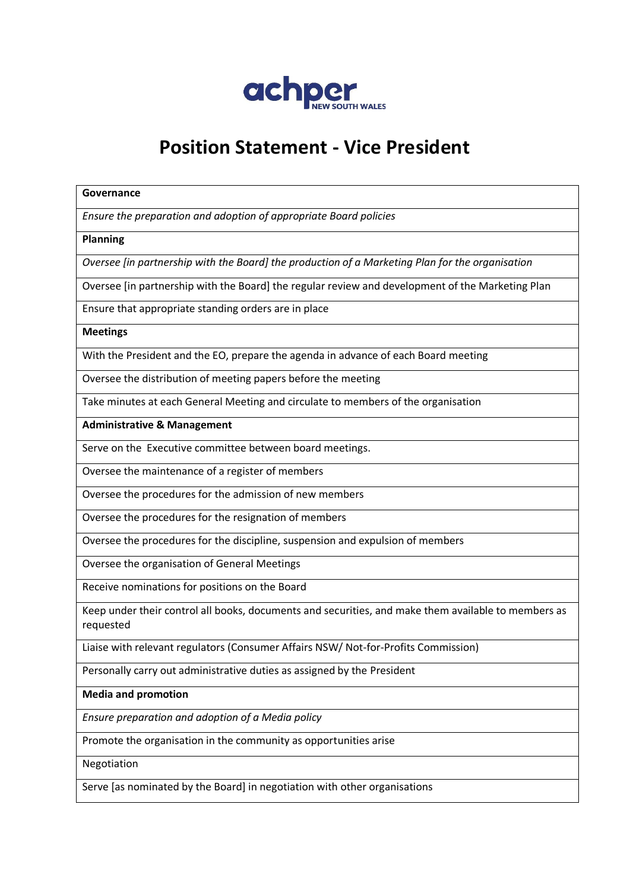achper NEW SOUTH WALES

# Position Statement - Vice President

| **Governance** |
|---|
| *Ensure the preparation and adoption of appropriate Board policies* |
| **Planning** |
| *Oversee [in partnership with the Board] the production of a Marketing Plan for the organisation* |
| Oversee [in partnership with the Board] the regular review and development of the Marketing Plan |
| Ensure that appropriate standing orders are in place |
| **Meetings** |
| With the President and the EO, prepare the agenda in advance of each Board meeting |
| Oversee the distribution of meeting papers before the meeting |
| Take minutes at each General Meeting and circulate to members of the organisation |
| **Administrative & Management** |
| Serve on the Executive committee between board meetings. |
| Oversee the maintenance of a register of members |
| Oversee the procedures for the admission of new members |
| Oversee the procedures for the resignation of members |
| Oversee the procedures for the discipline, suspension and expulsion of members |
| Oversee the organisation of General Meetings |
| Receive nominations for positions on the Board |
| Keep under their control all books, documents and securities, and make them available to members as requested |
| Liaise with relevant regulators (Consumer Affairs NSW/ Not-for-Profits Commission) |
| Personally carry out administrative duties as assigned by the President |
| **Media and promotion** |
| *Ensure preparation and adoption of a Media policy* |
| Promote the organisation in the community as opportunities arise |
| Negotiation |
| Serve [as nominated by the Board] in negotiation with other organisations |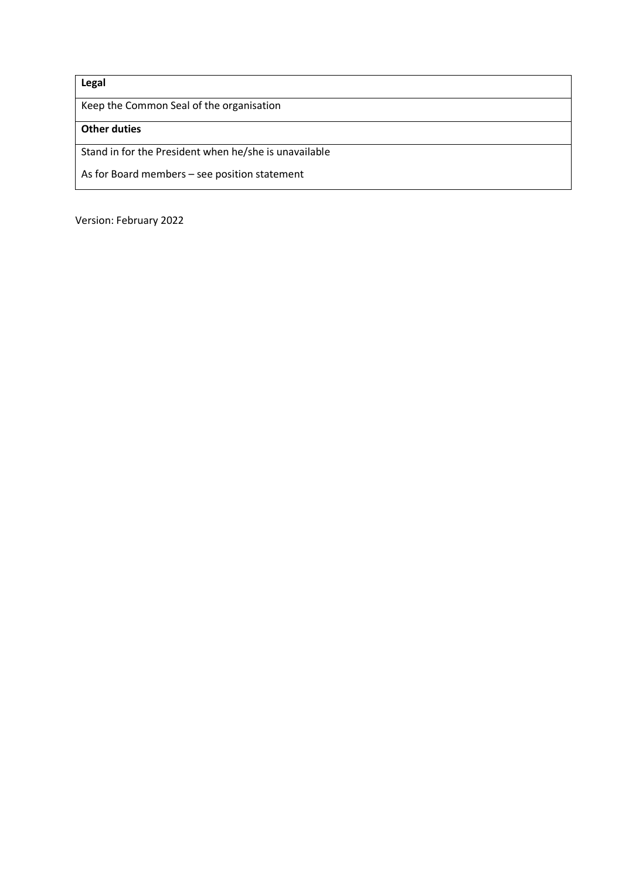| **Legal** |
| --- |
| Keep the Common Seal of the organisation |
| **Other duties** |
| Stand in for the President when he/she is unavailable<br><br>As for Board members – see position statement |

Version: February 2022